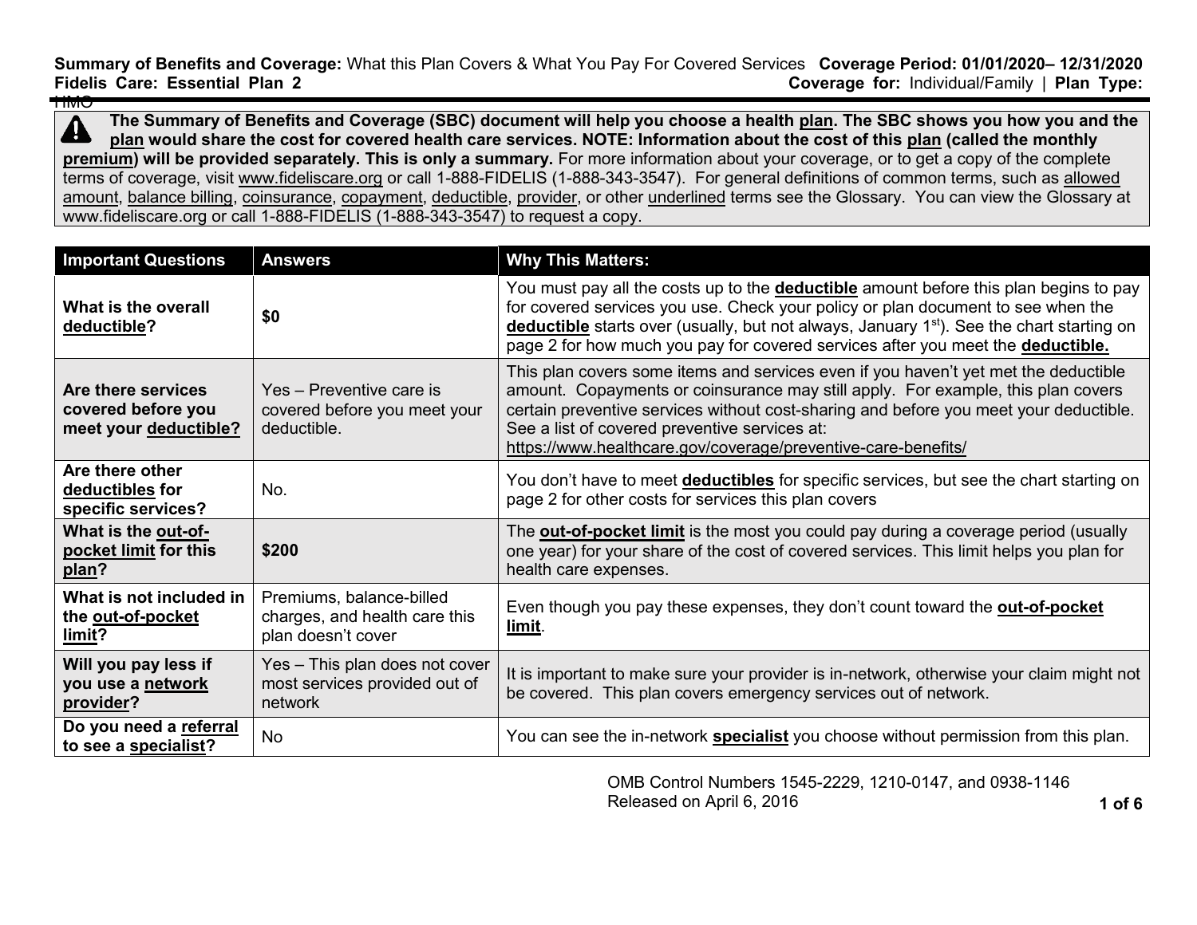**Summary of Benefits and Coverage:** What this Plan Covers & What You Pay For Covered Services **Coverage Period: 01/01/2020– 12/31/2020**
**Fidelis Care: Essential Plan 2** **Coverage for:** Individual/Family | **Plan Type:** HMO

**The Summary of Benefits and Coverage (SBC) document will help you choose a health plan. The SBC shows you how you and the plan would share the cost for covered health care services. NOTE: Information about the cost of this plan (called the monthly premium) will be provided separately. This is only a summary.** For more information about your coverage, or to get a copy of the complete terms of coverage, visit www.fideliscare.org or call 1-888-FIDELIS (1-888-343-3547). For general definitions of common terms, such as allowed amount, balance billing, coinsurance, copayment, deductible, provider, or other underlined terms see the Glossary. You can view the Glossary at www.fideliscare.org or call 1-888-FIDELIS (1-888-343-3547) to request a copy.

| Important Questions | Answers | Why This Matters: |
|---|---|---|
| **What is the overall deductible?** | **$0** | You must pay all the costs up to the **deductible** amount before this plan begins to pay for covered services you use. Check your policy or plan document to see when the **deductible** starts over (usually, but not always, January 1st). See the chart starting on page 2 for how much you pay for covered services after you meet the **deductible.** |
| **Are there services covered before you meet your deductible?** | Yes – Preventive care is covered before you meet your deductible. | This plan covers some items and services even if you haven't yet met the deductible amount. Copayments or coinsurance may still apply. For example, this plan covers certain preventive services without cost-sharing and before you meet your deductible. See a list of covered preventive services at: https://www.healthcare.gov/coverage/preventive-care-benefits/ |
| **Are there other deductibles for specific services?** | No. | You don't have to meet **deductibles** for specific services, but see the chart starting on page 2 for other costs for services this plan covers |
| **What is the out-of-pocket limit for this plan?** | **$200** | The **out-of-pocket limit** is the most you could pay during a coverage period (usually one year) for your share of the cost of covered services. This limit helps you plan for health care expenses. |
| **What is not included in the out-of-pocket limit?** | Premiums, balance-billed charges, and health care this plan doesn't cover | Even though you pay these expenses, they don't count toward the **out-of-pocket limit**. |
| **Will you pay less if you use a network provider?** | Yes – This plan does not cover most services provided out of network | It is important to make sure your provider is in-network, otherwise your claim might not be covered. This plan covers emergency services out of network. |
| **Do you need a referral to see a specialist?** | No | You can see the in-network **specialist** you choose without permission from this plan. |

OMB Control Numbers 1545-2229, 1210-0147, and 0938-1146
Released on April 6, 2016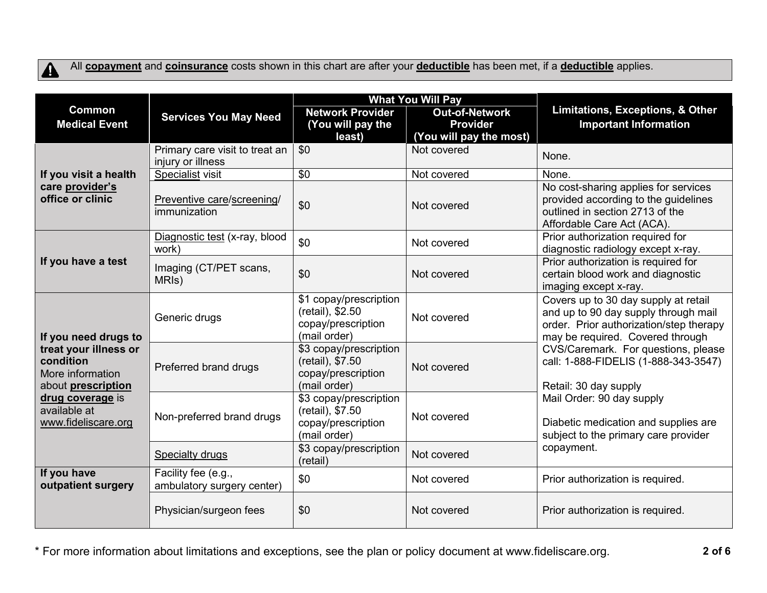All **copayment** and **coinsurance** costs shown in this chart are after your **deductible** has been met, if a **deductible** applies.

| Common Medical Event | Services You May Need | What You Will Pay | | Limitations, Exceptions, & Other Important Information |
|---|---|---|---|---|
| | | Network Provider (You will pay the least) | Out-of-Network Provider (You will pay the most) | |
| If you visit a health care provider's office or clinic | Primary care visit to treat an injury or illness | $0 | Not covered | None. |
| | Specialist visit | $0 | Not covered | None. |
| | Preventive care/screening/ immunization | $0 | Not covered | No cost-sharing applies for services provided according to the guidelines outlined in section 2713 of the Affordable Care Act (ACA). |
| If you have a test | Diagnostic test (x-ray, blood work) | $0 | Not covered | Prior authorization required for diagnostic radiology except x-ray. |
| | Imaging (CT/PET scans, MRIs) | $0 | Not covered | Prior authorization is required for certain blood work and diagnostic imaging except x-ray. |
| If you need drugs to treat your illness or condition More information about **prescription drug coverage** is available at www.fideliscare.org | Generic drugs | $1 copay/prescription (retail), $2.50 copay/prescription (mail order) | Not covered | Covers up to 30 day supply at retail and up to 90 day supply through mail order. Prior authorization/step therapy may be required. Covered through CVS/Caremark. For questions, please call: 1-888-FIDELIS (1-888-343-3547)<br><br>Retail: 30 day supply<br>Mail Order: 90 day supply<br><br>Diabetic medication and supplies are subject to the primary care provider copayment. |
| | Preferred brand drugs | $3 copay/prescription (retail), $7.50 copay/prescription (mail order) | Not covered | |
| | Non-preferred brand drugs | $3 copay/prescription (retail), $7.50 copay/prescription (mail order) | Not covered | |
| | Specialty drugs | $3 copay/prescription (retail) | Not covered | |
| If you have outpatient surgery | Facility fee (e.g., ambulatory surgery center) | $0 | Not covered | Prior authorization is required. |
| | Physician/surgeon fees | $0 | Not covered | Prior authorization is required. |

* For more information about limitations and exceptions, see the plan or policy document at www.fideliscare.org.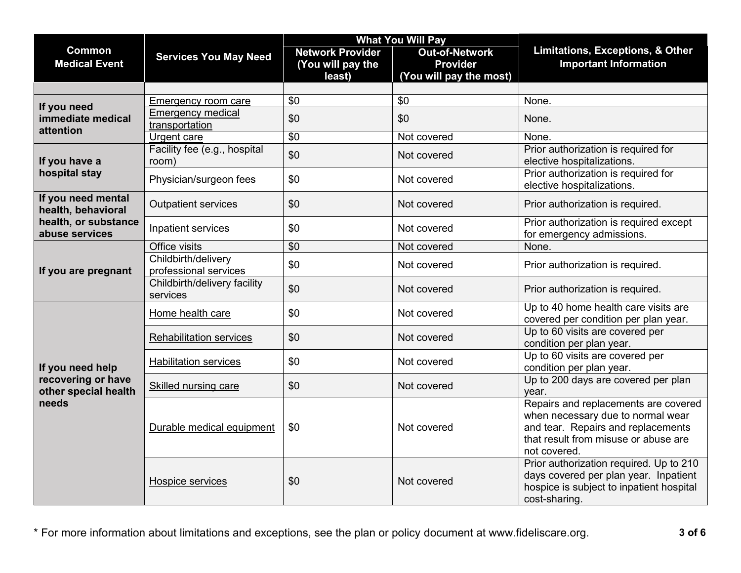| Common Medical Event | Services You May Need | What You Will Pay | | Limitations, Exceptions, & Other Important Information |
|---|---|---|---|---|
| | | Network Provider (You will pay the least) | Out-of-Network Provider (You will pay the most) | |
| | | | | |
| If you need immediate medical attention | Emergency room care | $0 | $0 | None. |
| | Emergency medical transportation | $0 | $0 | None. |
| | Urgent care | $0 | Not covered | None. |
| If you have a hospital stay | Facility fee (e.g., hospital room) | $0 | Not covered | Prior authorization is required for elective hospitalizations. |
| | Physician/surgeon fees | $0 | Not covered | Prior authorization is required for elective hospitalizations. |
| If you need mental health, behavioral health, or substance abuse services | Outpatient services | $0 | Not covered | Prior authorization is required. |
| | Inpatient services | $0 | Not covered | Prior authorization is required except for emergency admissions. |
| If you are pregnant | Office visits | $0 | Not covered | None. |
| | Childbirth/delivery professional services | $0 | Not covered | Prior authorization is required. |
| | Childbirth/delivery facility services | $0 | Not covered | Prior authorization is required. |
| If you need help recovering or have other special health needs | Home health care | $0 | Not covered | Up to 40 home health care visits are covered per condition per plan year. |
| | Rehabilitation services | $0 | Not covered | Up to 60 visits are covered per condition per plan year. |
| | Habilitation services | $0 | Not covered | Up to 60 visits are covered per condition per plan year. |
| | Skilled nursing care | $0 | Not covered | Up to 200 days are covered per plan year. |
| | Durable medical equipment | $0 | Not covered | Repairs and replacements are covered when necessary due to normal wear and tear. Repairs and replacements that result from misuse or abuse are not covered. |
| | Hospice services | $0 | Not covered | Prior authorization required. Up to 210 days covered per plan year. Inpatient hospice is subject to inpatient hospital cost-sharing. |

* For more information about limitations and exceptions, see the plan or policy document at www.fideliscare.org.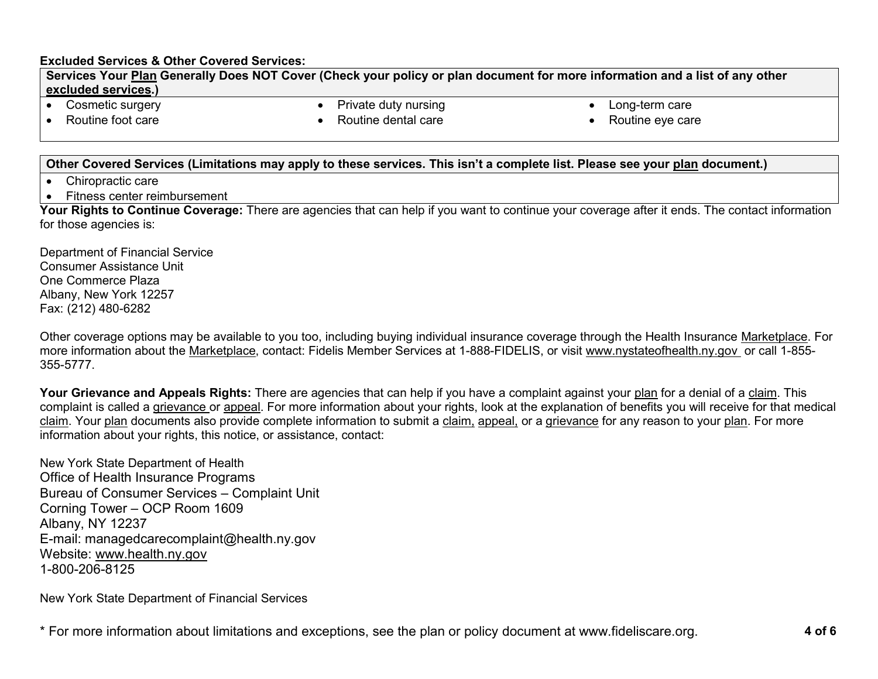**Excluded Services & Other Covered Services:**

| **Services Your Plan Generally Does NOT Cover (Check your policy or plan document for more information and a list of any other excluded services.)** | | |
|---|---|---|
| • Cosmetic surgery<br>• Routine foot care | • Private duty nursing<br>• Routine dental care | • Long-term care<br>• Routine eye care |

| **Other Covered Services (Limitations may apply to these services. This isn't a complete list. Please see your plan document.)** |
|---|
| • Chiropractic care<br>• Fitness center reimbursement |

**Your Rights to Continue Coverage:** There are agencies that can help if you want to continue your coverage after it ends. The contact information for those agencies is:

Department of Financial Service
Consumer Assistance Unit
One Commerce Plaza
Albany, New York 12257
Fax: (212) 480-6282

Other coverage options may be available to you too, including buying individual insurance coverage through the Health Insurance Marketplace. For more information about the Marketplace, contact: Fidelis Member Services at 1-888-FIDELIS, or visit www.nystateofhealth.ny.gov or call 1-855-355-5777.

**Your Grievance and Appeals Rights:** There are agencies that can help if you have a complaint against your plan for a denial of a claim. This complaint is called a grievance or appeal. For more information about your rights, look at the explanation of benefits you will receive for that medical claim. Your plan documents also provide complete information to submit a claim, appeal, or a grievance for any reason to your plan. For more information about your rights, this notice, or assistance, contact:

New York State Department of Health
Office of Health Insurance Programs
Bureau of Consumer Services – Complaint Unit
Corning Tower – OCP Room 1609
Albany, NY 12237
E-mail: managedcarecomplaint@health.ny.gov
Website: www.health.ny.gov
1-800-206-8125

New York State Department of Financial Services

* For more information about limitations and exceptions, see the plan or policy document at www.fideliscare.org.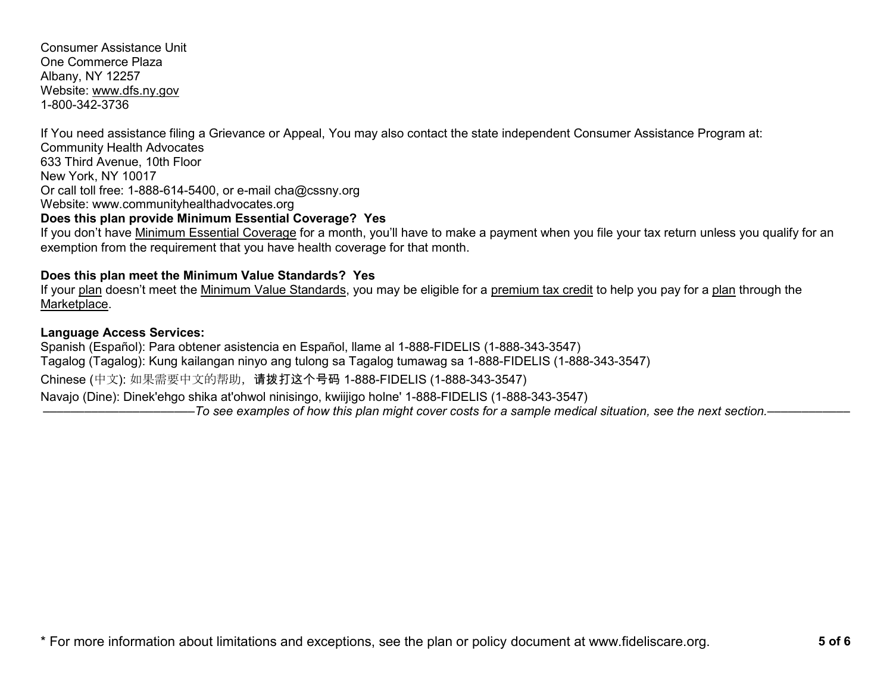Consumer Assistance Unit
One Commerce Plaza
Albany, NY 12257
Website: www.dfs.ny.gov
1-800-342-3736

If You need assistance filing a Grievance or Appeal, You may also contact the state independent Consumer Assistance Program at:
Community Health Advocates
633 Third Avenue, 10th Floor
New York, NY 10017
Or call toll free: 1-888-614-5400, or e-mail cha@cssny.org
Website: www.communityhealthadvocates.org

**Does this plan provide Minimum Essential Coverage? Yes**

If you don't have Minimum Essential Coverage for a month, you'll have to make a payment when you file your tax return unless you qualify for an exemption from the requirement that you have health coverage for that month.

**Does this plan meet the Minimum Value Standards? Yes**

If your plan doesn't meet the Minimum Value Standards, you may be eligible for a premium tax credit to help you pay for a plan through the Marketplace.

**Language Access Services:**

Spanish (Español): Para obtener asistencia en Español, llame al 1-888-FIDELIS (1-888-343-3547)
Tagalog (Tagalog): Kung kailangan ninyo ang tulong sa Tagalog tumawag sa 1-888-FIDELIS (1-888-343-3547)
Chinese (中文): 如果需要中文的帮助，请拨打这个号码 1-888-FIDELIS (1-888-343-3547)
Navajo (Dine): Dinek'ehgo shika at'ohwol ninisingo, kwiijigo holne' 1-888-FIDELIS (1-888-343-3547)

———————————*To see examples of how this plan might cover costs for a sample medical situation, see the next section.*———————

\* For more information about limitations and exceptions, see the plan or policy document at www.fideliscare.org.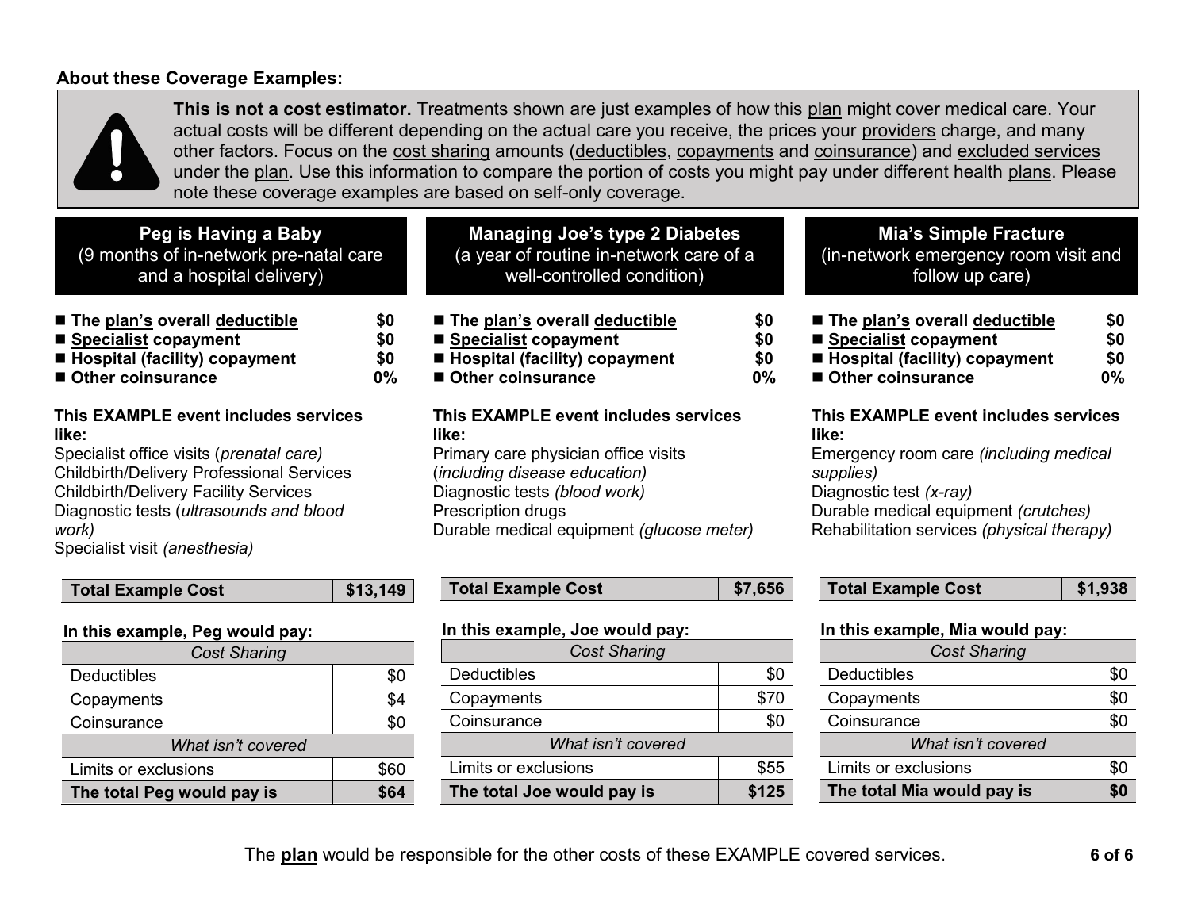**About these Coverage Examples:**

**This is not a cost estimator.** Treatments shown are just examples of how this plan might cover medical care. Your actual costs will be different depending on the actual care you receive, the prices your providers charge, and many other factors. Focus on the cost sharing amounts (deductibles, copayments and coinsurance) and excluded services under the plan. Use this information to compare the portion of costs you might pay under different health plans. Please note these coverage examples are based on self-only coverage.

## Peg is Having a Baby
(9 months of in-network pre-natal care and a hospital delivery)

| | |
|---|---|
| ■ **The plan's overall deductible** | **$0** |
| ■ **Specialist copayment** | **$0** |
| ■ **Hospital (facility) copayment** | **$0** |
| ■ **Other coinsurance** | **0%** |

**This EXAMPLE event includes services like:**
Specialist office visits (*prenatal care)*
Childbirth/Delivery Professional Services
Childbirth/Delivery Facility Services
Diagnostic tests (*ultrasounds and blood work)*
Specialist visit *(anesthesia)*

| **Total Example Cost** | **$13,149** |
|---|---|

**In this example, Peg would pay:**

| *Cost Sharing* | |
|---|---|
| Deductibles | $0 |
| Copayments | $4 |
| Coinsurance | $0 |
| *What isn't covered* | |
| Limits or exclusions | $60 |
| **The total Peg would pay is** | **$64** |

## Managing Joe's type 2 Diabetes
(a year of routine in-network care of a well-controlled condition)

| | |
|---|---|
| ■ **The plan's overall deductible** | **$0** |
| ■ **Specialist copayment** | **$0** |
| ■ **Hospital (facility) copayment** | **$0** |
| ■ **Other coinsurance** | **0%** |

**This EXAMPLE event includes services like:**
Primary care physician office visits (*including disease education)*
Diagnostic tests *(blood work)*
Prescription drugs
Durable medical equipment *(glucose meter)*

| **Total Example Cost** | **$7,656** |
|---|---|

**In this example, Joe would pay:**

| *Cost Sharing* | |
|---|---|
| Deductibles | $0 |
| Copayments | $70 |
| Coinsurance | $0 |
| *What isn't covered* | |
| Limits or exclusions | $55 |
| **The total Joe would pay is** | **$125** |

## Mia's Simple Fracture
(in-network emergency room visit and follow up care)

| | |
|---|---|
| ■ **The plan's overall deductible** | **$0** |
| ■ **Specialist copayment** | **$0** |
| ■ **Hospital (facility) copayment** | **$0** |
| ■ **Other coinsurance** | **0%** |

**This EXAMPLE event includes services like:**
Emergency room care *(including medical supplies)*
Diagnostic test *(x-ray)*
Durable medical equipment *(crutches)*
Rehabilitation services *(physical therapy)*

| **Total Example Cost** | **$1,938** |
|---|---|

**In this example, Mia would pay:**

| *Cost Sharing* | |
|---|---|
| Deductibles | $0 |
| Copayments | $0 |
| Coinsurance | $0 |
| *What isn't covered* | |
| Limits or exclusions | $0 |
| **The total Mia would pay is** | **$0** |

The **plan** would be responsible for the other costs of these EXAMPLE covered services.